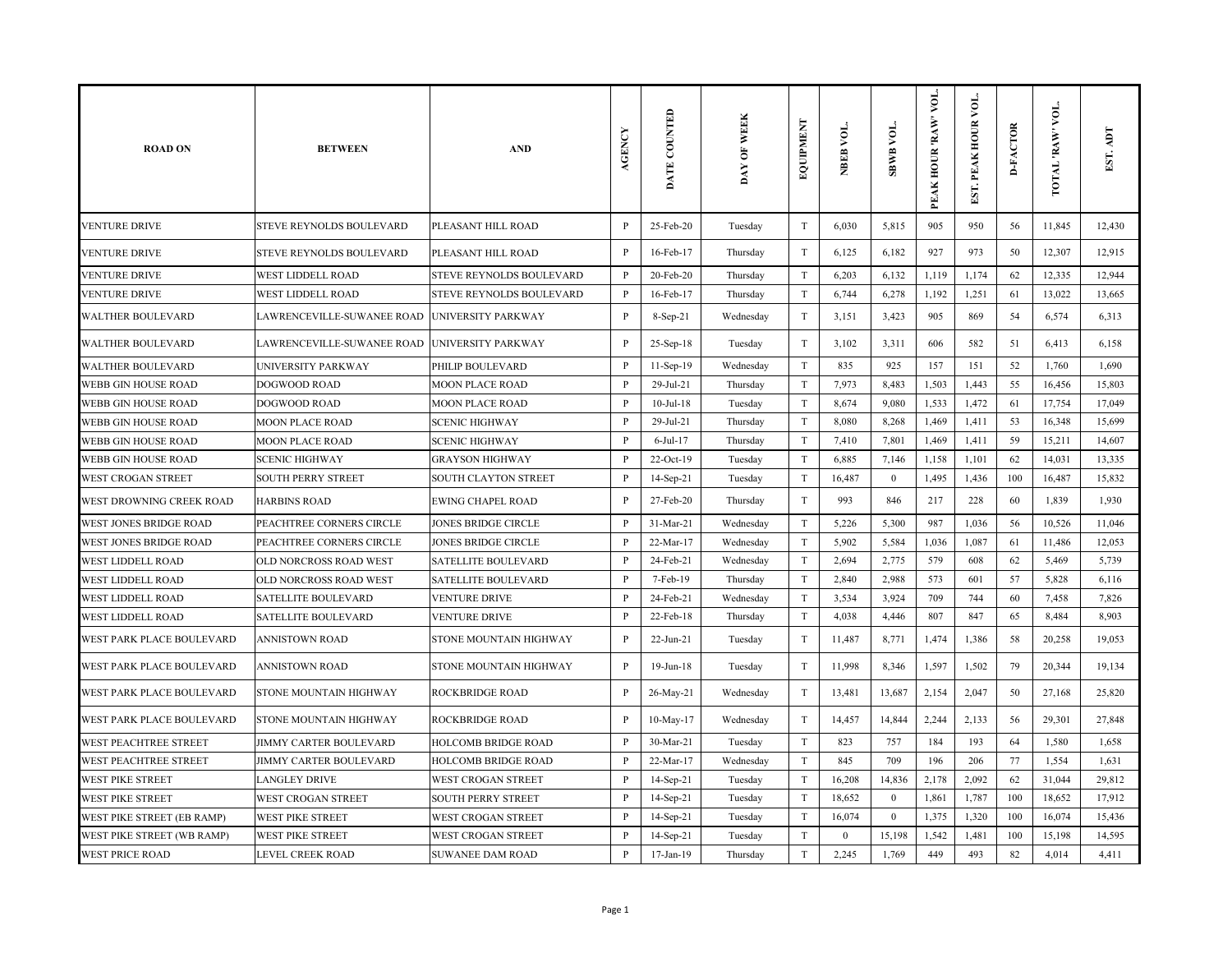| ROAD ON | BETWEEN | AND | AGENCY | DATE COUNTED | DAY OF WEEK | EQUIPMENT | NBEB VOL. | SBWB VOL. | PEAK HOUR 'RAW' VOL. | EST. PEAK HOUR VOL. | D-FACTOR | TOTAL 'RAW' VOL. | EST. ADT |
|---|---|---|---|---|---|---|---|---|---|---|---|---|---|
| VENTURE DRIVE | STEVE REYNOLDS BOULEVARD | PLEASANT HILL ROAD | P | 25-Feb-20 | Tuesday | T | 6,030 | 5,815 | 905 | 950 | 56 | 11,845 | 12,430 |
| VENTURE DRIVE | STEVE REYNOLDS BOULEVARD | PLEASANT HILL ROAD | P | 16-Feb-17 | Thursday | T | 6,125 | 6,182 | 927 | 973 | 50 | 12,307 | 12,915 |
| VENTURE DRIVE | WEST LIDDELL ROAD | STEVE REYNOLDS BOULEVARD | P | 20-Feb-20 | Thursday | T | 6,203 | 6,132 | 1,119 | 1,174 | 62 | 12,335 | 12,944 |
| VENTURE DRIVE | WEST LIDDELL ROAD | STEVE REYNOLDS BOULEVARD | P | 16-Feb-17 | Thursday | T | 6,744 | 6,278 | 1,192 | 1,251 | 61 | 13,022 | 13,665 |
| WALTHER BOULEVARD | LAWRENCEVILLE-SUWANEE ROAD | UNIVERSITY PARKWAY | P | 8-Sep-21 | Wednesday | T | 3,151 | 3,423 | 905 | 869 | 54 | 6,574 | 6,313 |
| WALTHER BOULEVARD | LAWRENCEVILLE-SUWANEE ROAD | UNIVERSITY PARKWAY | P | 25-Sep-18 | Tuesday | T | 3,102 | 3,311 | 606 | 582 | 51 | 6,413 | 6,158 |
| WALTHER BOULEVARD | UNIVERSITY PARKWAY | PHILIP BOULEVARD | P | 11-Sep-19 | Wednesday | T | 835 | 925 | 157 | 151 | 52 | 1,760 | 1,690 |
| WEBB GIN HOUSE ROAD | DOGWOOD ROAD | MOON PLACE ROAD | P | 29-Jul-21 | Thursday | T | 7,973 | 8,483 | 1,503 | 1,443 | 55 | 16,456 | 15,803 |
| WEBB GIN HOUSE ROAD | DOGWOOD ROAD | MOON PLACE ROAD | P | 10-Jul-18 | Tuesday | T | 8,674 | 9,080 | 1,533 | 1,472 | 61 | 17,754 | 17,049 |
| WEBB GIN HOUSE ROAD | MOON PLACE ROAD | SCENIC HIGHWAY | P | 29-Jul-21 | Thursday | T | 8,080 | 8,268 | 1,469 | 1,411 | 53 | 16,348 | 15,699 |
| WEBB GIN HOUSE ROAD | MOON PLACE ROAD | SCENIC HIGHWAY | P | 6-Jul-17 | Thursday | T | 7,410 | 7,801 | 1,469 | 1,411 | 59 | 15,211 | 14,607 |
| WEBB GIN HOUSE ROAD | SCENIC HIGHWAY | GRAYSON HIGHWAY | P | 22-Oct-19 | Tuesday | T | 6,885 | 7,146 | 1,158 | 1,101 | 62 | 14,031 | 13,335 |
| WEST CROGAN STREET | SOUTH PERRY STREET | SOUTH CLAYTON STREET | P | 14-Sep-21 | Tuesday | T | 16,487 | 0 | 1,495 | 1,436 | 100 | 16,487 | 15,832 |
| WEST DROWNING CREEK ROAD | HARBINS ROAD | EWING CHAPEL ROAD | P | 27-Feb-20 | Thursday | T | 993 | 846 | 217 | 228 | 60 | 1,839 | 1,930 |
| WEST JONES BRIDGE ROAD | PEACHTREE CORNERS CIRCLE | JONES BRIDGE CIRCLE | P | 31-Mar-21 | Wednesday | T | 5,226 | 5,300 | 987 | 1,036 | 56 | 10,526 | 11,046 |
| WEST JONES BRIDGE ROAD | PEACHTREE CORNERS CIRCLE | JONES BRIDGE CIRCLE | P | 22-Mar-17 | Wednesday | T | 5,902 | 5,584 | 1,036 | 1,087 | 61 | 11,486 | 12,053 |
| WEST LIDDELL ROAD | OLD NORCROSS ROAD WEST | SATELLITE BOULEVARD | P | 24-Feb-21 | Wednesday | T | 2,694 | 2,775 | 579 | 608 | 62 | 5,469 | 5,739 |
| WEST LIDDELL ROAD | OLD NORCROSS ROAD WEST | SATELLITE BOULEVARD | P | 7-Feb-19 | Thursday | T | 2,840 | 2,988 | 573 | 601 | 57 | 5,828 | 6,116 |
| WEST LIDDELL ROAD | SATELLITE BOULEVARD | VENTURE DRIVE | P | 24-Feb-21 | Wednesday | T | 3,534 | 3,924 | 709 | 744 | 60 | 7,458 | 7,826 |
| WEST LIDDELL ROAD | SATELLITE BOULEVARD | VENTURE DRIVE | P | 22-Feb-18 | Thursday | T | 4,038 | 4,446 | 807 | 847 | 65 | 8,484 | 8,903 |
| WEST PARK PLACE BOULEVARD | ANNISTOWN ROAD | STONE MOUNTAIN HIGHWAY | P | 22-Jun-21 | Tuesday | T | 11,487 | 8,771 | 1,474 | 1,386 | 58 | 20,258 | 19,053 |
| WEST PARK PLACE BOULEVARD | ANNISTOWN ROAD | STONE MOUNTAIN HIGHWAY | P | 19-Jun-18 | Tuesday | T | 11,998 | 8,346 | 1,597 | 1,502 | 79 | 20,344 | 19,134 |
| WEST PARK PLACE BOULEVARD | STONE MOUNTAIN HIGHWAY | ROCKBRIDGE ROAD | P | 26-May-21 | Wednesday | T | 13,481 | 13,687 | 2,154 | 2,047 | 50 | 27,168 | 25,820 |
| WEST PARK PLACE BOULEVARD | STONE MOUNTAIN HIGHWAY | ROCKBRIDGE ROAD | P | 10-May-17 | Wednesday | T | 14,457 | 14,844 | 2,244 | 2,133 | 56 | 29,301 | 27,848 |
| WEST PEACHTREE STREET | JIMMY CARTER BOULEVARD | HOLCOMB BRIDGE ROAD | P | 30-Mar-21 | Tuesday | T | 823 | 757 | 184 | 193 | 64 | 1,580 | 1,658 |
| WEST PEACHTREE STREET | JIMMY CARTER BOULEVARD | HOLCOMB BRIDGE ROAD | P | 22-Mar-17 | Wednesday | T | 845 | 709 | 196 | 206 | 77 | 1,554 | 1,631 |
| WEST PIKE STREET | LANGLEY DRIVE | WEST CROGAN STREET | P | 14-Sep-21 | Tuesday | T | 16,208 | 14,836 | 2,178 | 2,092 | 62 | 31,044 | 29,812 |
| WEST PIKE STREET | WEST CROGAN STREET | SOUTH PERRY STREET | P | 14-Sep-21 | Tuesday | T | 18,652 | 0 | 1,861 | 1,787 | 100 | 18,652 | 17,912 |
| WEST PIKE STREET (EB RAMP) | WEST PIKE STREET | WEST CROGAN STREET | P | 14-Sep-21 | Tuesday | T | 16,074 | 0 | 1,375 | 1,320 | 100 | 16,074 | 15,436 |
| WEST PIKE STREET (WB RAMP) | WEST PIKE STREET | WEST CROGAN STREET | P | 14-Sep-21 | Tuesday | T | 0 | 15,198 | 1,542 | 1,481 | 100 | 15,198 | 14,595 |
| WEST PRICE ROAD | LEVEL CREEK ROAD | SUWANEE DAM ROAD | P | 17-Jan-19 | Thursday | T | 2,245 | 1,769 | 449 | 493 | 82 | 4,014 | 4,411 |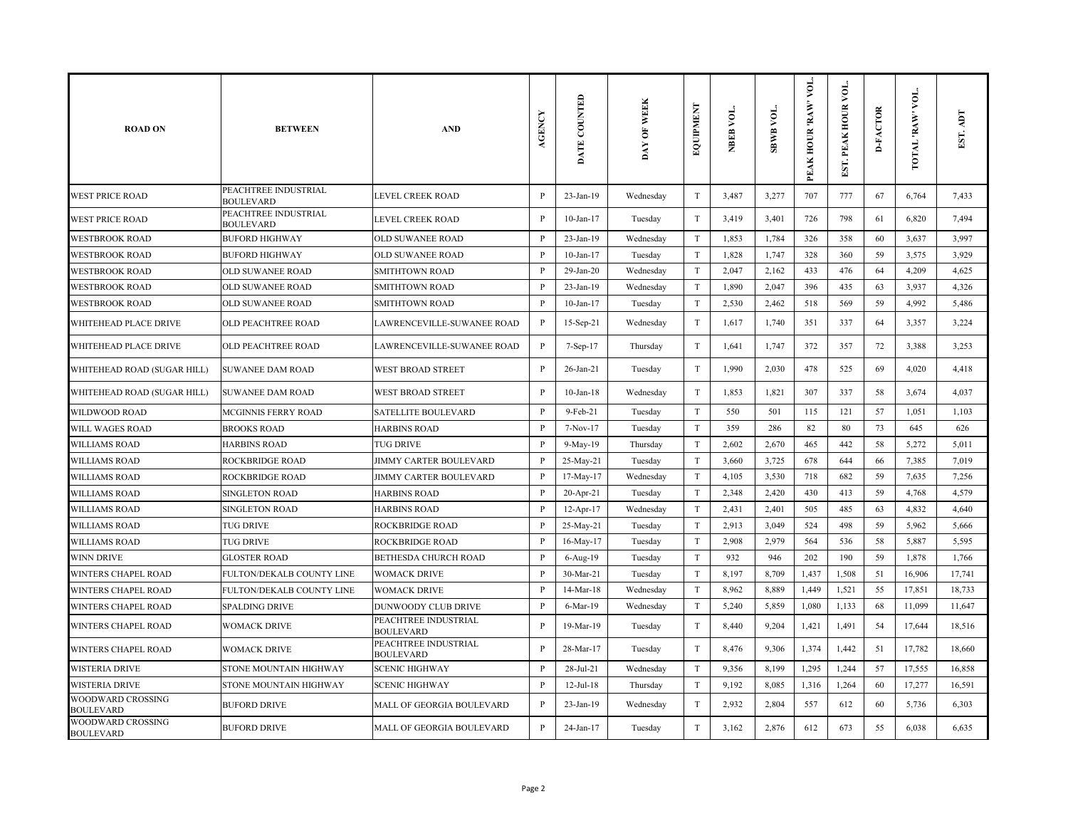| ROAD ON | BETWEEN | AND | AGENCY | DATE COUNTED | DAY OF WEEK | EQUIPMENT | NBEB VOL. | SBWB VOL. | PEAK HOUR 'RAW' VOL. | EST. PEAK HOUR VOL. | D-FACTOR | TOTAL 'RAW' VOL. | EST. ADT |
|---|---|---|---|---|---|---|---|---|---|---|---|---|---|
| WEST PRICE ROAD | PEACHTREE INDUSTRIAL BOULEVARD | LEVEL CREEK ROAD | P | 23-Jan-19 | Wednesday | T | 3,487 | 3,277 | 707 | 777 | 67 | 6,764 | 7,433 |
| WEST PRICE ROAD | PEACHTREE INDUSTRIAL BOULEVARD | LEVEL CREEK ROAD | P | 10-Jan-17 | Tuesday | T | 3,419 | 3,401 | 726 | 798 | 61 | 6,820 | 7,494 |
| WESTBROOK ROAD | BUFORD HIGHWAY | OLD SUWANEE ROAD | P | 23-Jan-19 | Wednesday | T | 1,853 | 1,784 | 326 | 358 | 60 | 3,637 | 3,997 |
| WESTBROOK ROAD | BUFORD HIGHWAY | OLD SUWANEE ROAD | P | 10-Jan-17 | Tuesday | T | 1,828 | 1,747 | 328 | 360 | 59 | 3,575 | 3,929 |
| WESTBROOK ROAD | OLD SUWANEE ROAD | SMITHTOWN ROAD | P | 29-Jan-20 | Wednesday | T | 2,047 | 2,162 | 433 | 476 | 64 | 4,209 | 4,625 |
| WESTBROOK ROAD | OLD SUWANEE ROAD | SMITHTOWN ROAD | P | 23-Jan-19 | Wednesday | T | 1,890 | 2,047 | 396 | 435 | 63 | 3,937 | 4,326 |
| WESTBROOK ROAD | OLD SUWANEE ROAD | SMITHTOWN ROAD | P | 10-Jan-17 | Tuesday | T | 2,530 | 2,462 | 518 | 569 | 59 | 4,992 | 5,486 |
| WHITEHEAD PLACE DRIVE | OLD PEACHTREE ROAD | LAWRENCEVILLE-SUWANEE ROAD | P | 15-Sep-21 | Wednesday | T | 1,617 | 1,740 | 351 | 337 | 64 | 3,357 | 3,224 |
| WHITEHEAD PLACE DRIVE | OLD PEACHTREE ROAD | LAWRENCEVILLE-SUWANEE ROAD | P | 7-Sep-17 | Thursday | T | 1,641 | 1,747 | 372 | 357 | 72 | 3,388 | 3,253 |
| WHITEHEAD ROAD (SUGAR HILL) | SUWANEE DAM ROAD | WEST BROAD STREET | P | 26-Jan-21 | Tuesday | T | 1,990 | 2,030 | 478 | 525 | 69 | 4,020 | 4,418 |
| WHITEHEAD ROAD (SUGAR HILL) | SUWANEE DAM ROAD | WEST BROAD STREET | P | 10-Jan-18 | Wednesday | T | 1,853 | 1,821 | 307 | 337 | 58 | 3,674 | 4,037 |
| WILDWOOD ROAD | MCGINNIS FERRY ROAD | SATELLITE BOULEVARD | P | 9-Feb-21 | Tuesday | T | 550 | 501 | 115 | 121 | 57 | 1,051 | 1,103 |
| WILL WAGES ROAD | BROOKS ROAD | HARBINS ROAD | P | 7-Nov-17 | Tuesday | T | 359 | 286 | 82 | 80 | 73 | 645 | 626 |
| WILLIAMS ROAD | HARBINS ROAD | TUG DRIVE | P | 9-May-19 | Thursday | T | 2,602 | 2,670 | 465 | 442 | 58 | 5,272 | 5,011 |
| WILLIAMS ROAD | ROCKBRIDGE ROAD | JIMMY CARTER BOULEVARD | P | 25-May-21 | Tuesday | T | 3,660 | 3,725 | 678 | 644 | 66 | 7,385 | 7,019 |
| WILLIAMS ROAD | ROCKBRIDGE ROAD | JIMMY CARTER BOULEVARD | P | 17-May-17 | Wednesday | T | 4,105 | 3,530 | 718 | 682 | 59 | 7,635 | 7,256 |
| WILLIAMS ROAD | SINGLETON ROAD | HARBINS ROAD | P | 20-Apr-21 | Tuesday | T | 2,348 | 2,420 | 430 | 413 | 59 | 4,768 | 4,579 |
| WILLIAMS ROAD | SINGLETON ROAD | HARBINS ROAD | P | 12-Apr-17 | Wednesday | T | 2,431 | 2,401 | 505 | 485 | 63 | 4,832 | 4,640 |
| WILLIAMS ROAD | TUG DRIVE | ROCKBRIDGE ROAD | P | 25-May-21 | Tuesday | T | 2,913 | 3,049 | 524 | 498 | 59 | 5,962 | 5,666 |
| WILLIAMS ROAD | TUG DRIVE | ROCKBRIDGE ROAD | P | 16-May-17 | Tuesday | T | 2,908 | 2,979 | 564 | 536 | 58 | 5,887 | 5,595 |
| WINN DRIVE | GLOSTER ROAD | BETHESDA CHURCH ROAD | P | 6-Aug-19 | Tuesday | T | 932 | 946 | 202 | 190 | 59 | 1,878 | 1,766 |
| WINTERS CHAPEL ROAD | FULTON/DEKALB COUNTY LINE | WOMACK DRIVE | P | 30-Mar-21 | Tuesday | T | 8,197 | 8,709 | 1,437 | 1,508 | 51 | 16,906 | 17,741 |
| WINTERS CHAPEL ROAD | FULTON/DEKALB COUNTY LINE | WOMACK DRIVE | P | 14-Mar-18 | Wednesday | T | 8,962 | 8,889 | 1,449 | 1,521 | 55 | 17,851 | 18,733 |
| WINTERS CHAPEL ROAD | SPALDING DRIVE | DUNWOODY CLUB DRIVE | P | 6-Mar-19 | Wednesday | T | 5,240 | 5,859 | 1,080 | 1,133 | 68 | 11,099 | 11,647 |
| WINTERS CHAPEL ROAD | WOMACK DRIVE | PEACHTREE INDUSTRIAL BOULEVARD | P | 19-Mar-19 | Tuesday | T | 8,440 | 9,204 | 1,421 | 1,491 | 54 | 17,644 | 18,516 |
| WINTERS CHAPEL ROAD | WOMACK DRIVE | PEACHTREE INDUSTRIAL BOULEVARD | P | 28-Mar-17 | Tuesday | T | 8,476 | 9,306 | 1,374 | 1,442 | 51 | 17,782 | 18,660 |
| WISTERIA DRIVE | STONE MOUNTAIN HIGHWAY | SCENIC HIGHWAY | P | 28-Jul-21 | Wednesday | T | 9,356 | 8,199 | 1,295 | 1,244 | 57 | 17,555 | 16,858 |
| WISTERIA DRIVE | STONE MOUNTAIN HIGHWAY | SCENIC HIGHWAY | P | 12-Jul-18 | Thursday | T | 9,192 | 8,085 | 1,316 | 1,264 | 60 | 17,277 | 16,591 |
| WOODWARD CROSSING BOULEVARD | BUFORD DRIVE | MALL OF GEORGIA BOULEVARD | P | 23-Jan-19 | Wednesday | T | 2,932 | 2,804 | 557 | 612 | 60 | 5,736 | 6,303 |
| WOODWARD CROSSING BOULEVARD | BUFORD DRIVE | MALL OF GEORGIA BOULEVARD | P | 24-Jan-17 | Tuesday | T | 3,162 | 2,876 | 612 | 673 | 55 | 6,038 | 6,635 |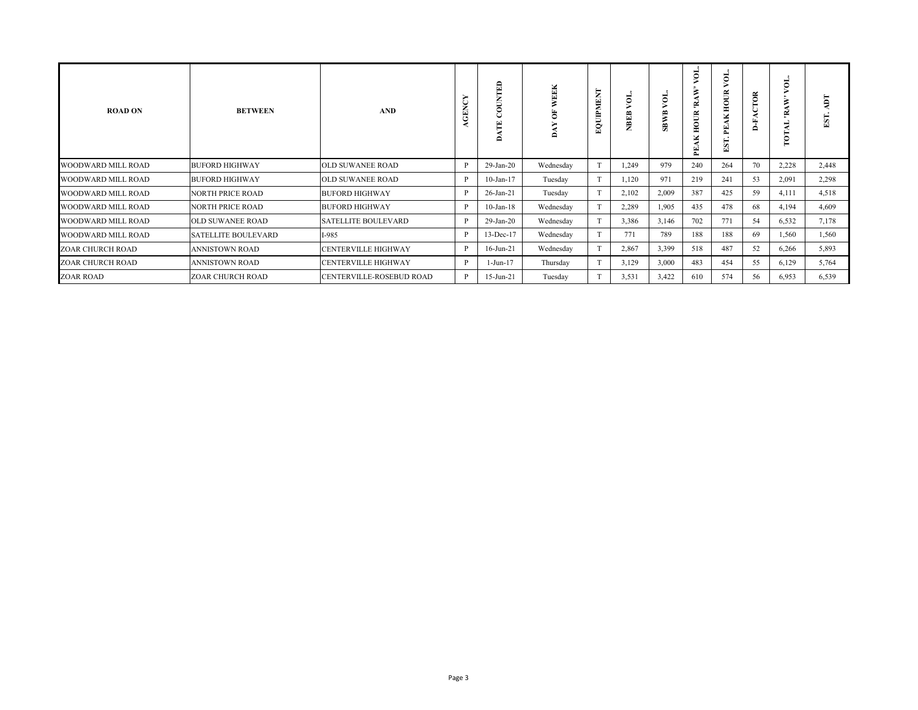| ROAD ON | BETWEEN | AND | AGENCY | DATE COUNTED | DAY OF WEEK | EQUIPMENT | NBEB VOL. | SBWB VOL. | PEAK HOUR 'RAW' VOL. | EST. PEAK HOUR VOL. | D-FACTOR | TOTAL 'RAW' VOL. | EST. ADT |
|---|---|---|---|---|---|---|---|---|---|---|---|---|---|
| WOODWARD MILL ROAD | BUFORD HIGHWAY | OLD SUWANEE ROAD | P | 29-Jan-20 | Wednesday | T | 1,249 | 979 | 240 | 264 | 70 | 2,228 | 2,448 |
| WOODWARD MILL ROAD | BUFORD HIGHWAY | OLD SUWANEE ROAD | P | 10-Jan-17 | Tuesday | T | 1,120 | 971 | 219 | 241 | 53 | 2,091 | 2,298 |
| WOODWARD MILL ROAD | NORTH PRICE ROAD | BUFORD HIGHWAY | P | 26-Jan-21 | Tuesday | T | 2,102 | 2,009 | 387 | 425 | 59 | 4,111 | 4,518 |
| WOODWARD MILL ROAD | NORTH PRICE ROAD | BUFORD HIGHWAY | P | 10-Jan-18 | Wednesday | T | 2,289 | 1,905 | 435 | 478 | 68 | 4,194 | 4,609 |
| WOODWARD MILL ROAD | OLD SUWANEE ROAD | SATELLITE BOULEVARD | P | 29-Jan-20 | Wednesday | T | 3,386 | 3,146 | 702 | 771 | 54 | 6,532 | 7,178 |
| WOODWARD MILL ROAD | SATELLITE BOULEVARD | I-985 | P | 13-Dec-17 | Wednesday | T | 771 | 789 | 188 | 188 | 69 | 1,560 | 1,560 |
| ZOAR CHURCH ROAD | ANNISTOWN ROAD | CENTERVILLE HIGHWAY | P | 16-Jun-21 | Wednesday | T | 2,867 | 3,399 | 518 | 487 | 52 | 6,266 | 5,893 |
| ZOAR CHURCH ROAD | ANNISTOWN ROAD | CENTERVILLE HIGHWAY | P | 1-Jun-17 | Thursday | T | 3,129 | 3,000 | 483 | 454 | 55 | 6,129 | 5,764 |
| ZOAR ROAD | ZOAR CHURCH ROAD | CENTERVILLE-ROSEBUD ROAD | P | 15-Jun-21 | Tuesday | T | 3,531 | 3,422 | 610 | 574 | 56 | 6,953 | 6,539 |